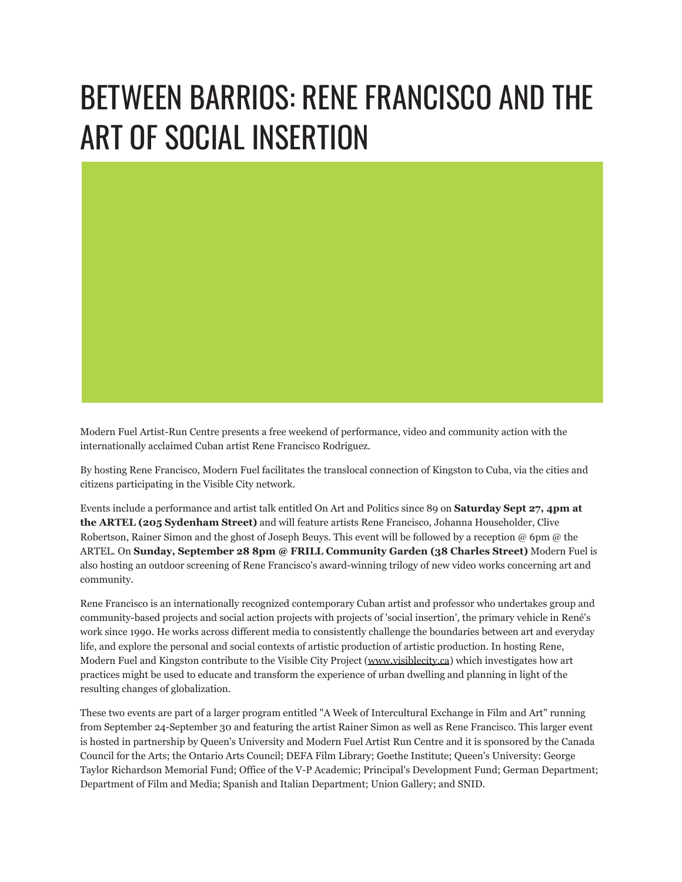# BETWEEN BARRIOS: RENE FRANCISCO AND THE ART OF SOCIAL INSERTION

Modern Fuel Artist-Run Centre presents a free weekend of performance, video and community action with the internationally acclaimed Cuban artist Rene Francisco Rodriguez.

By hosting Rene Francisco, Modern Fuel facilitates the translocal connection of Kingston to Cuba, via the cities and citizens participating in the Visible City network.

Events include a performance and artist talk entitled On Art and Politics since 89 on **Saturday Sept 27, 4pm at the ARTEL (205 Sydenham Street)** and will feature artists Rene Francisco, Johanna Householder, Clive Robertson, Rainer Simon and the ghost of Joseph Beuys. This event will be followed by a reception @ 6pm @ the ARTEL. On **Sunday, September 28 8pm @ FRILL Community Garden (38 Charles Street)** Modern Fuel is also hosting an outdoor screening of Rene Francisco's award-winning trilogy of new video works concerning art and community.

Rene Francisco is an internationally recognized contemporary Cuban artist and professor who undertakes group and community-based projects and social action projects with projects of 'social insertion', the primary vehicle in René's work since 1990. He works across different media to consistently challenge the boundaries between art and everyday life, and explore the personal and social contexts of artistic production of artistic production. In hosting Rene, Modern Fuel and Kingston contribute to the Visible City Project (www.visiblecity.ca) which investigates how art practices might be used to educate and transform the experience of urban dwelling and planning in light of the resulting changes of globalization.

These two events are part of a larger program entitled "A Week of Intercultural Exchange in Film and Art" running from September 24-September 30 and featuring the artist Rainer Simon as well as Rene Francisco. This larger event is hosted in partnership by Queen's University and Modern Fuel Artist Run Centre and it is sponsored by the Canada Council for the Arts; the Ontario Arts Council; DEFA Film Library; Goethe Institute; Queen's University: George Taylor Richardson Memorial Fund; Office of the V-P Academic; Principal's Development Fund; German Department; Department of Film and Media; Spanish and Italian Department; Union Gallery; and SNID.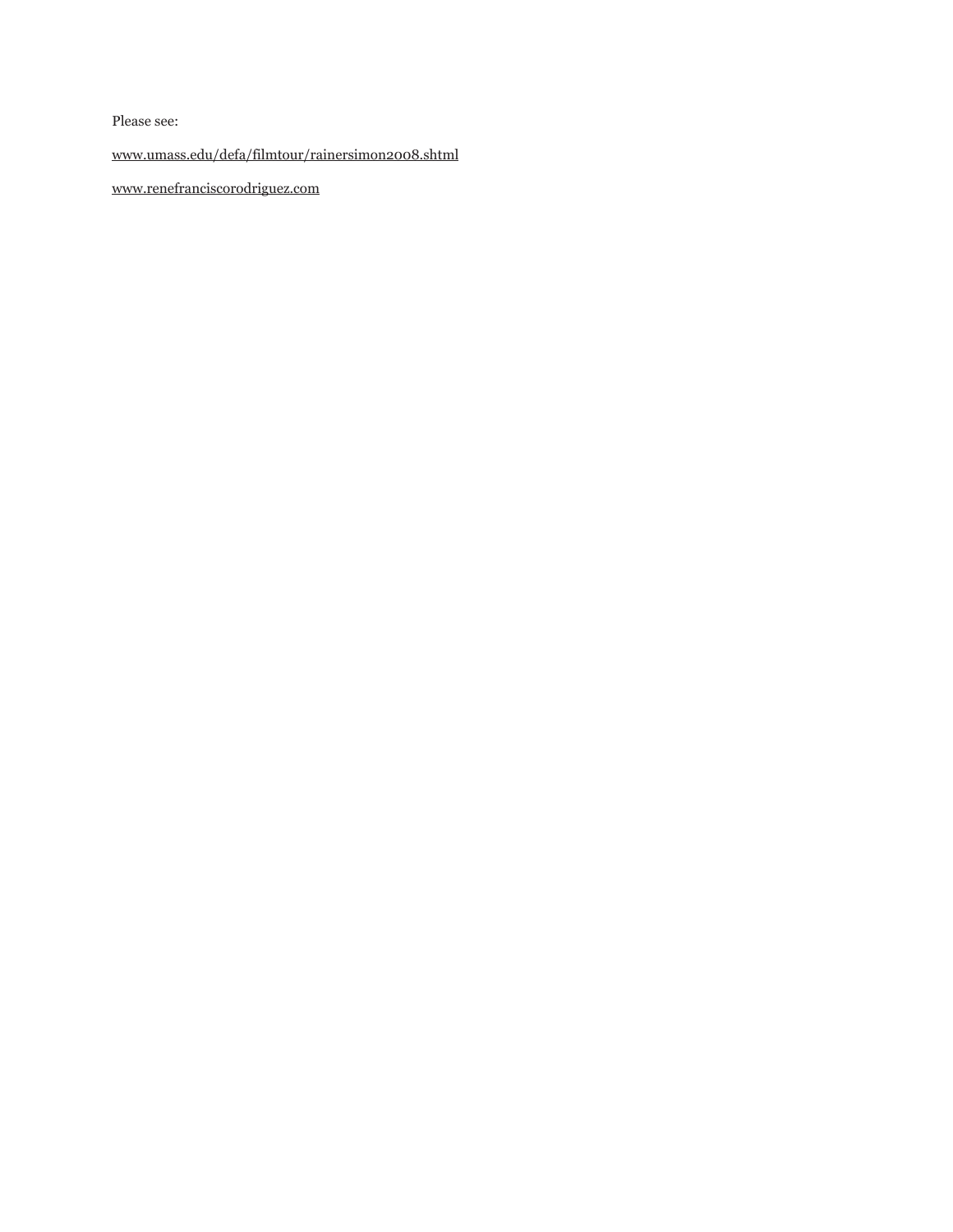Please see:

www.umass.edu/defa/filmtour/rainersimon2008.shtml

www.renefranciscorodriguez.com